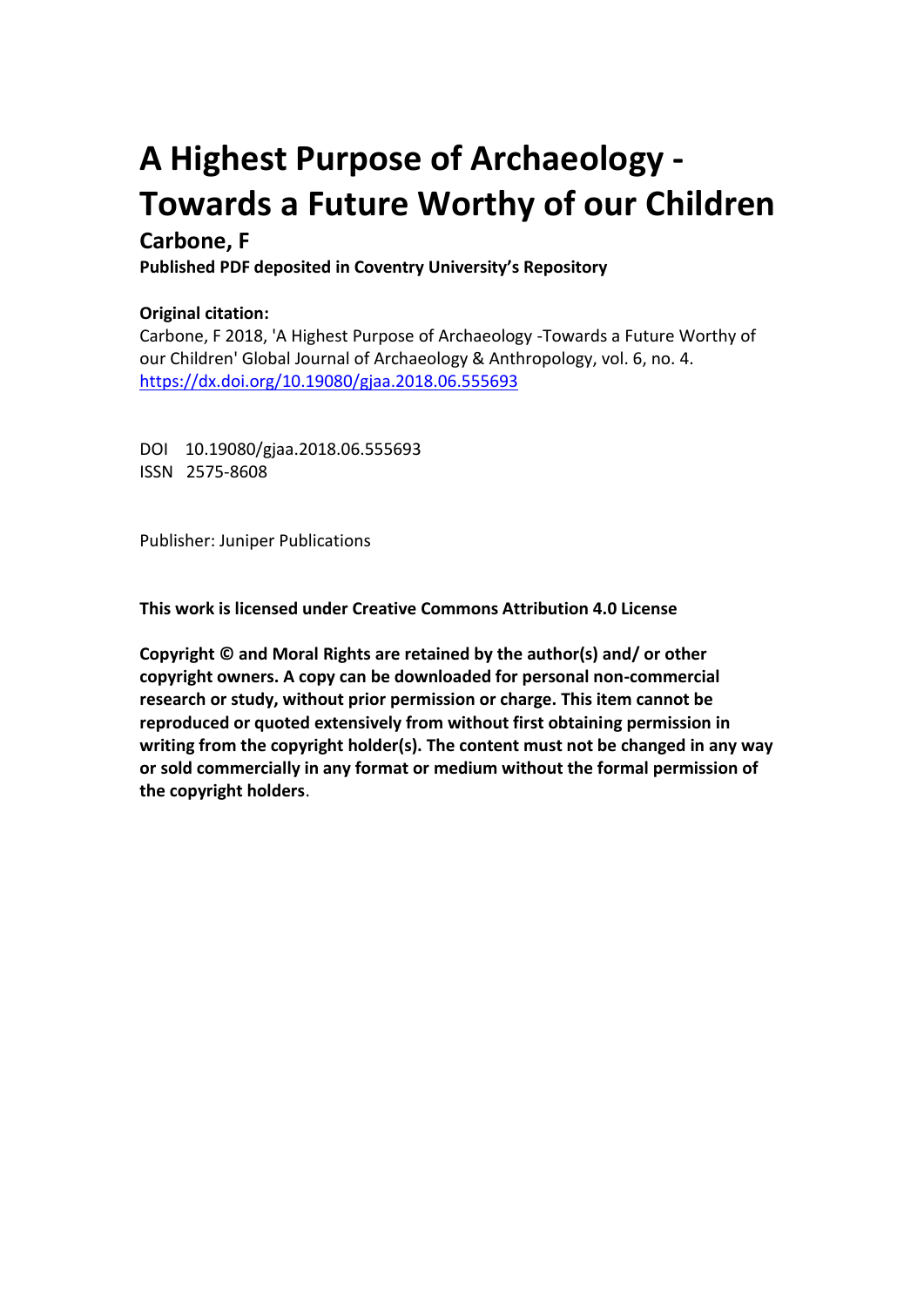# A Highest Purpose of Archaeology - Towards a Future Worthy of our Children

## Carbone, F

**Published PDF deposited in Coventry University's Repository**

**Original citation:**

Carbone, F 2018, 'A Highest Purpose of Archaeology -Towards a Future Worthy of our Children' Global Journal of Archaeology & Anthropology, vol. 6, no. 4. https://dx.doi.org/10.19080/gjaa.2018.06.555693

DOI 10.19080/gjaa.2018.06.555693

ISSN 2575-8608

Publisher: Juniper Publications

**This work is licensed under Creative Commons Attribution 4.0 License**

**Copyright © and Moral Rights are retained by the author(s) and/ or other copyright owners. A copy can be downloaded for personal non-commercial research or study, without prior permission or charge. This item cannot be reproduced or quoted extensively from without first obtaining permission in writing from the copyright holder(s). The content must not be changed in any way or sold commercially in any format or medium without the formal permission of the copyright holders**.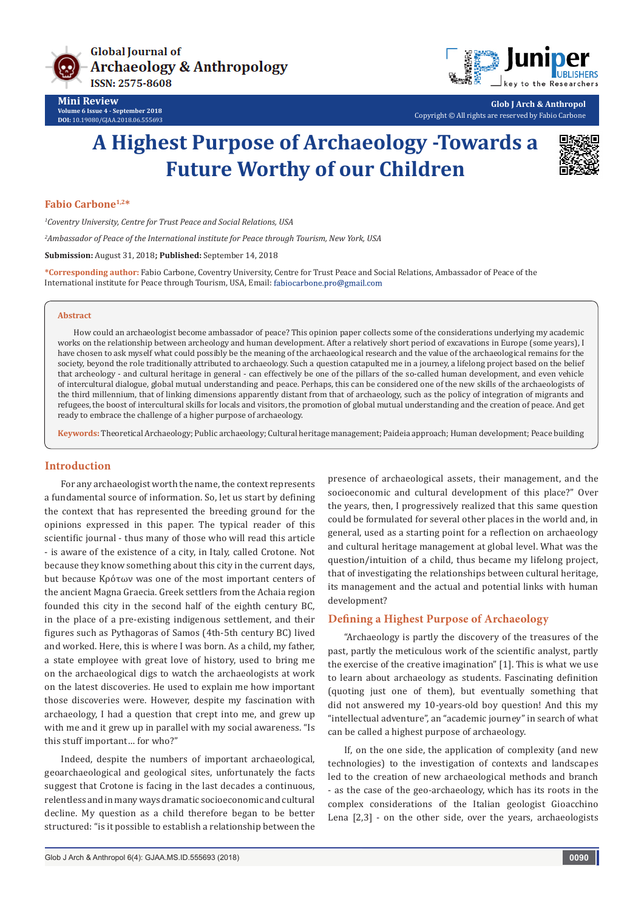# A Highest Purpose of Archaeology -Towards a Future Worthy of our Children

**Fabio Carbone[1,2]***

[1]*Coventry University, Centre for Trust Peace and Social Relations, USA*

[2]*Ambassador of Peace of the International institute for Peace through Tourism, New York, USA*

**Submission:** August 31, 2018**; Published:** September 14, 2018

***Corresponding author:** Fabio Carbone, Coventry University, Centre for Trust Peace and Social Relations, Ambassador of Peace of the International institute for Peace through Tourism, USA, Email: fabiocarbone.pro@gmail.com

**Abstract**

How could an archaeologist become ambassador of peace? This opinion paper collects some of the considerations underlying my academic works on the relationship between archeology and human development. After a relatively short period of excavations in Europe (some years), I have chosen to ask myself what could possibly be the meaning of the archaeological research and the value of the archaeological remains for the society, beyond the role traditionally attributed to archaeology. Such a question catapulted me in a journey, a lifelong project based on the belief that archeology - and cultural heritage in general - can effectively be one of the pillars of the so-called human development, and even vehicle of intercultural dialogue, global mutual understanding and peace. Perhaps, this can be considered one of the new skills of the archaeologists of the third millennium, that of linking dimensions apparently distant from that of archaeology, such as the policy of integration of migrants and refugees, the boost of intercultural skills for locals and visitors, the promotion of global mutual understanding and the creation of peace. And get ready to embrace the challenge of a higher purpose of archaeology.

**Keywords:** Theoretical Archaeology; Public archaeology; Cultural heritage management; Paideia approach; Human development; Peace building

## Introduction

For any archaeologist worth the name, the context represents a fundamental source of information. So, let us start by defining the context that has represented the breeding ground for the opinions expressed in this paper. The typical reader of this scientific journal - thus many of those who will read this article - is aware of the existence of a city, in Italy, called Crotone. Not because they know something about this city in the same way, but because Κρότων was one of the most important centers of the ancient Magna Graecia. Greek settlers from the Achaia region founded this city in the second half of the eighth century BC, in the place of a pre-existing indigenous settlement, and their figures such as Pythagoras of Samos (4th-5th century BC) lived and worked. Here, this is where I was born. As a child, my father, a state employee with great love of history, used to bring me on the archaeological digs to watch the archaeologists at work on the latest discoveries. He used to explain me how important those discoveries were. However, despite my fascination with archaeology, I had a question that crept into me, and grew up with me and it grew up in parallel with my social awareness. "Is this stuff important… for who?"

Indeed, despite the numbers of important archaeological, geoarchaeological and geological sites, unfortunately the facts suggest that Crotone is facing in the last decades a continuous, relentless and in many ways dramatic socioeconomic and cultural decline. My question as a child therefore began to be better structured: "is it possible to establish a relationship between the presence of archaeological assets, their management, and the socioeconomic and cultural development of this place?" Over the years, then, I progressively realized that this same question could be formulated for several other places in the world and, in general, used as a starting point for a reflection on archaeology and cultural heritage management at global level. What was the question/intuition of a child, thus became my lifelong project, that of investigating the relationships between cultural heritage, its management and the actual and potential links with human development?

## Defining a Highest Purpose of Archaeology

"Archaeology is partly the discovery of the treasures of the past, partly the meticulous work of the scientific analyst, partly the exercise of the creative imagination" [1]. This is what we use to learn about archaeology as students. Fascinating definition (quoting just one of them), but eventually something that did not answered my 10-years-old boy question! And this my "intellectual adventure", an "academic journey" in search of what can be called a highest purpose of archaeology.

If, on the one side, the application of complexity (and new technologies) to the investigation of contexts and landscapes led to the creation of new archaeological methods and branch - as the case of the geo-archaeology, which has its roots in the complex considerations of the Italian geologist Gioacchino Lena [2,3] - on the other side, over the years, archaeologists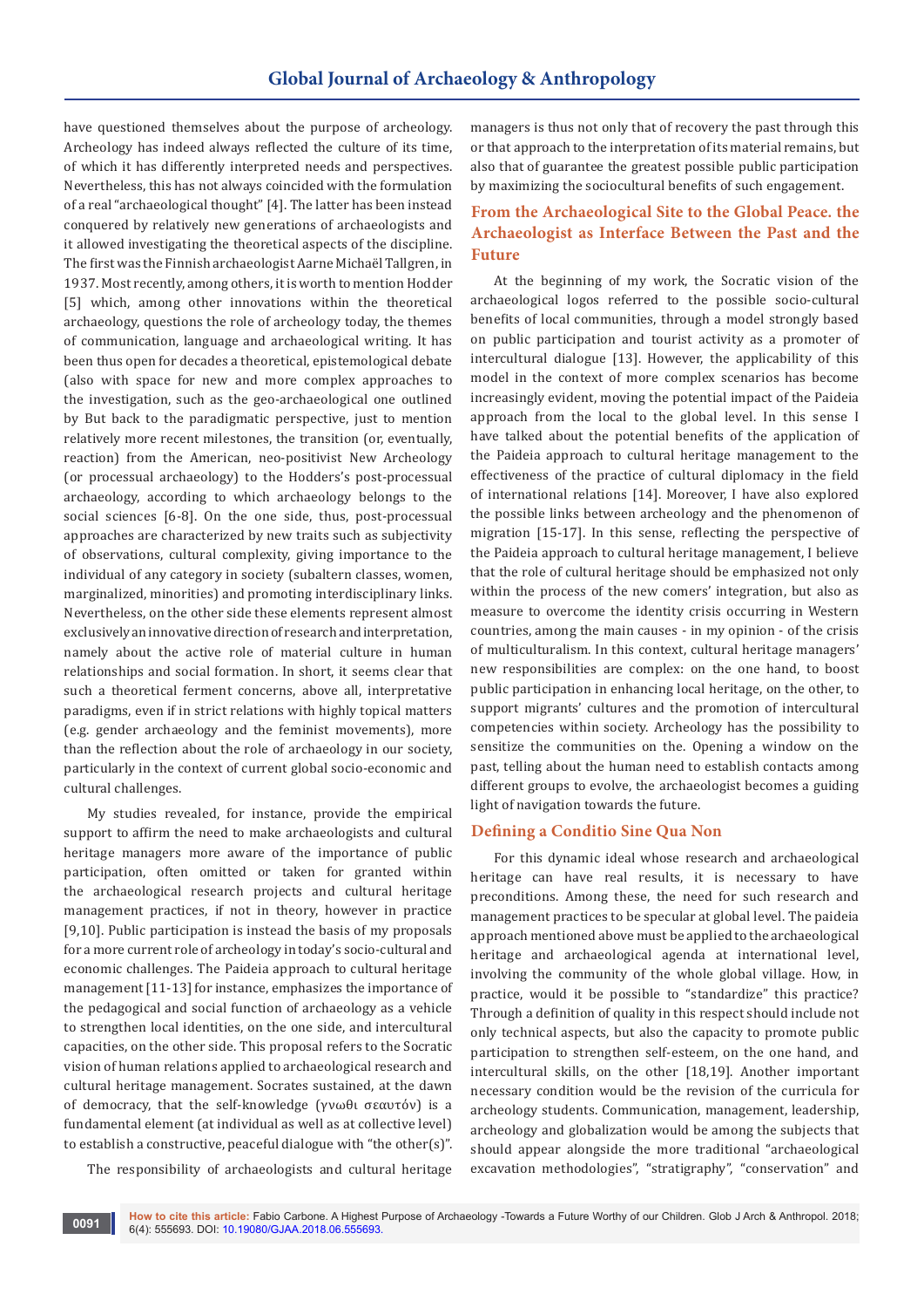have questioned themselves about the purpose of archeology. Archeology has indeed always reflected the culture of its time, of which it has differently interpreted needs and perspectives. Nevertheless, this has not always coincided with the formulation of a real "archaeological thought" [4]. The latter has been instead conquered by relatively new generations of archaeologists and it allowed investigating the theoretical aspects of the discipline. The first was the Finnish archaeologist Aarne Michaël Tallgren, in 1937. Most recently, among others, it is worth to mention Hodder [5] which, among other innovations within the theoretical archaeology, questions the role of archeology today, the themes of communication, language and archaeological writing. It has been thus open for decades a theoretical, epistemological debate (also with space for new and more complex approaches to the investigation, such as the geo-archaeological one outlined by But back to the paradigmatic perspective, just to mention relatively more recent milestones, the transition (or, eventually, reaction) from the American, neo-positivist New Archeology (or processual archaeology) to the Hodders's post-processual archaeology, according to which archaeology belongs to the social sciences [6-8]. On the one side, thus, post-processual approaches are characterized by new traits such as subjectivity of observations, cultural complexity, giving importance to the individual of any category in society (subaltern classes, women, marginalized, minorities) and promoting interdisciplinary links. Nevertheless, on the other side these elements represent almost exclusively an innovative direction of research and interpretation, namely about the active role of material culture in human relationships and social formation. In short, it seems clear that such a theoretical ferment concerns, above all, interpretative paradigms, even if in strict relations with highly topical matters (e.g. gender archaeology and the feminist movements), more than the reflection about the role of archaeology in our society, particularly in the context of current global socio-economic and cultural challenges.

My studies revealed, for instance, provide the empirical support to affirm the need to make archaeologists and cultural heritage managers more aware of the importance of public participation, often omitted or taken for granted within the archaeological research projects and cultural heritage management practices, if not in theory, however in practice [9,10]. Public participation is instead the basis of my proposals for a more current role of archeology in today's socio-cultural and economic challenges. The Paideia approach to cultural heritage management [11-13] for instance, emphasizes the importance of the pedagogical and social function of archaeology as a vehicle to strengthen local identities, on the one side, and intercultural capacities, on the other side. This proposal refers to the Socratic vision of human relations applied to archaeological research and cultural heritage management. Socrates sustained, at the dawn of democracy, that the self-knowledge (γνωθι σεαυτόν) is a fundamental element (at individual as well as at collective level) to establish a constructive, peaceful dialogue with "the other(s)".

The responsibility of archaeologists and cultural heritage managers is thus not only that of recovery the past through this or that approach to the interpretation of its material remains, but also that of guarantee the greatest possible public participation by maximizing the sociocultural benefits of such engagement.

## From the Archaeological Site to the Global Peace. the Archaeologist as Interface Between the Past and the Future

At the beginning of my work, the Socratic vision of the archaeological logos referred to the possible socio-cultural benefits of local communities, through a model strongly based on public participation and tourist activity as a promoter of intercultural dialogue [13]. However, the applicability of this model in the context of more complex scenarios has become increasingly evident, moving the potential impact of the Paideia approach from the local to the global level. In this sense I have talked about the potential benefits of the application of the Paideia approach to cultural heritage management to the effectiveness of the practice of cultural diplomacy in the field of international relations [14]. Moreover, I have also explored the possible links between archeology and the phenomenon of migration [15-17]. In this sense, reflecting the perspective of the Paideia approach to cultural heritage management, I believe that the role of cultural heritage should be emphasized not only within the process of the new comers' integration, but also as measure to overcome the identity crisis occurring in Western countries, among the main causes - in my opinion - of the crisis of multiculturalism. In this context, cultural heritage managers' new responsibilities are complex: on the one hand, to boost public participation in enhancing local heritage, on the other, to support migrants' cultures and the promotion of intercultural competencies within society. Archeology has the possibility to sensitize the communities on the. Opening a window on the past, telling about the human need to establish contacts among different groups to evolve, the archaeologist becomes a guiding light of navigation towards the future.

## Defining a Conditio Sine Qua Non

For this dynamic ideal whose research and archaeological heritage can have real results, it is necessary to have preconditions. Among these, the need for such research and management practices to be specular at global level. The paideia approach mentioned above must be applied to the archaeological heritage and archaeological agenda at international level, involving the community of the whole global village. How, in practice, would it be possible to "standardize" this practice? Through a definition of quality in this respect should include not only technical aspects, but also the capacity to promote public participation to strengthen self-esteem, on the one hand, and intercultural skills, on the other [18,19]. Another important necessary condition would be the revision of the curricula for archeology students. Communication, management, leadership, archeology and globalization would be among the subjects that should appear alongside the more traditional "archaeological excavation methodologies", "stratigraphy", "conservation" and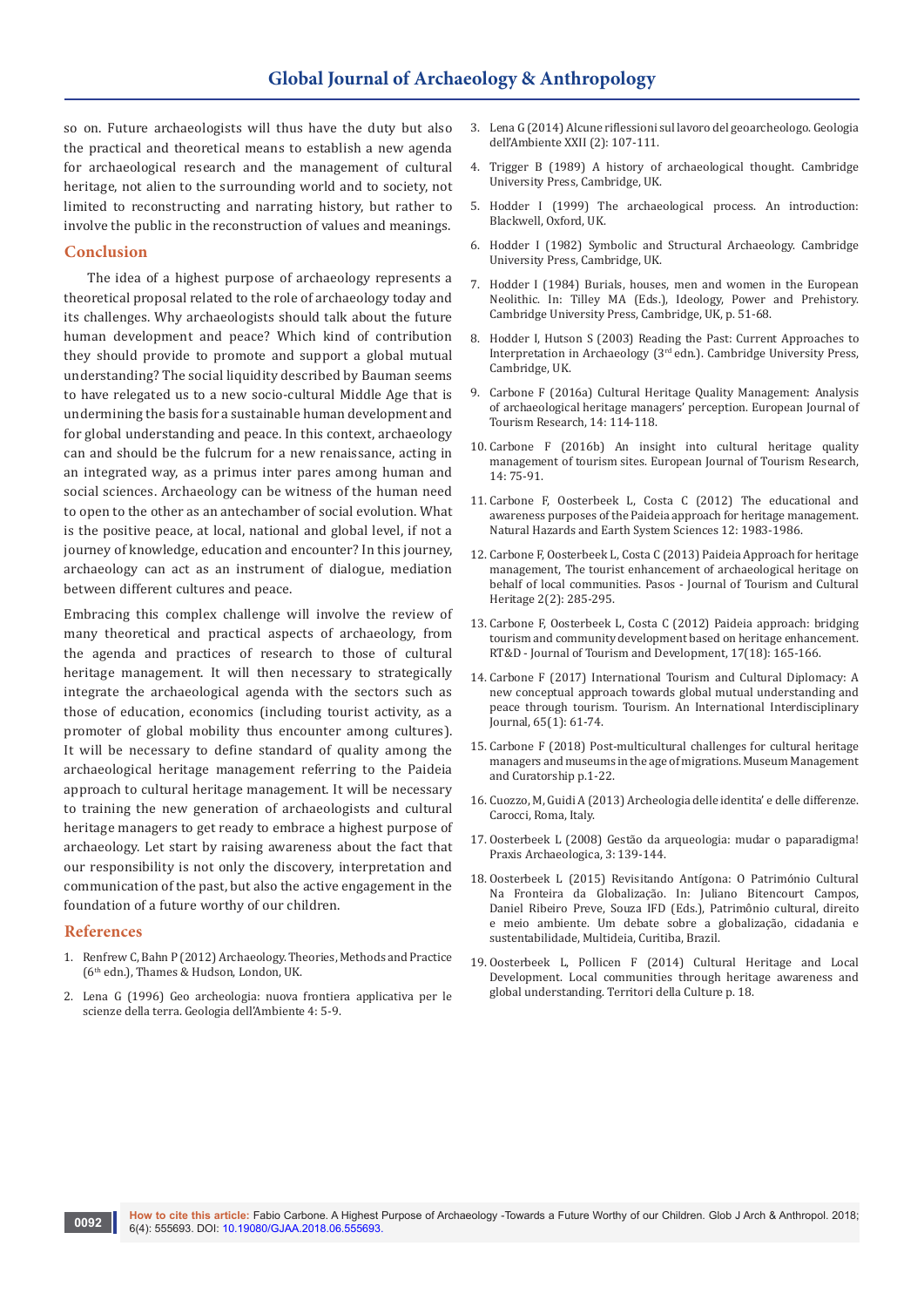so on. Future archaeologists will thus have the duty but also the practical and theoretical means to establish a new agenda for archaeological research and the management of cultural heritage, not alien to the surrounding world and to society, not limited to reconstructing and narrating history, but rather to involve the public in the reconstruction of values and meanings.

## Conclusion

The idea of a highest purpose of archaeology represents a theoretical proposal related to the role of archaeology today and its challenges. Why archaeologists should talk about the future human development and peace? Which kind of contribution they should provide to promote and support a global mutual understanding? The social liquidity described by Bauman seems to have relegated us to a new socio-cultural Middle Age that is undermining the basis for a sustainable human development and for global understanding and peace. In this context, archaeology can and should be the fulcrum for a new renaissance, acting in an integrated way, as a primus inter pares among human and social sciences. Archaeology can be witness of the human need to open to the other as an antechamber of social evolution. What is the positive peace, at local, national and global level, if not a journey of knowledge, education and encounter? In this journey, archaeology can act as an instrument of dialogue, mediation between different cultures and peace.

Embracing this complex challenge will involve the review of many theoretical and practical aspects of archaeology, from the agenda and practices of research to those of cultural heritage management. It will then necessary to strategically integrate the archaeological agenda with the sectors such as those of education, economics (including tourist activity, as a promoter of global mobility thus encounter among cultures). It will be necessary to define standard of quality among the archaeological heritage management referring to the Paideia approach to cultural heritage management. It will be necessary to training the new generation of archaeologists and cultural heritage managers to get ready to embrace a highest purpose of archaeology. Let start by raising awareness about the fact that our responsibility is not only the discovery, interpretation and communication of the past, but also the active engagement in the foundation of a future worthy of our children.

## References

1. Renfrew C, Bahn P (2012) Archaeology. Theories, Methods and Practice (6th edn.), Thames & Hudson, London, UK.
2. Lena G (1996) Geo archeologia: nuova frontiera applicativa per le scienze della terra. Geologia dell'Ambiente 4: 5-9.
3. Lena G (2014) Alcune riflessioni sul lavoro del geoarcheologo. Geologia dell'Ambiente XXII (2): 107-111.
4. Trigger B (1989) A history of archaeological thought. Cambridge University Press, Cambridge, UK.
5. Hodder I (1999) The archaeological process. An introduction: Blackwell, Oxford, UK.
6. Hodder I (1982) Symbolic and Structural Archaeology. Cambridge University Press, Cambridge, UK.
7. Hodder I (1984) Burials, houses, men and women in the European Neolithic. In: Tilley MA (Eds.), Ideology, Power and Prehistory. Cambridge University Press, Cambridge, UK, p. 51-68.
8. Hodder I, Hutson S (2003) Reading the Past: Current Approaches to Interpretation in Archaeology (3rd edn.). Cambridge University Press, Cambridge, UK.
9. Carbone F (2016a) Cultural Heritage Quality Management: Analysis of archaeological heritage managers' perception. European Journal of Tourism Research, 14: 114-118.
10. Carbone F (2016b) An insight into cultural heritage quality management of tourism sites. European Journal of Tourism Research, 14: 75-91.
11. Carbone F, Oosterbeek L, Costa C (2012) The educational and awareness purposes of the Paideia approach for heritage management. Natural Hazards and Earth System Sciences 12: 1983-1986.
12. Carbone F, Oosterbeek L, Costa C (2013) Paideia Approach for heritage management, The tourist enhancement of archaeological heritage on behalf of local communities. Pasos - Journal of Tourism and Cultural Heritage 2(2): 285-295.
13. Carbone F, Oosterbeek L, Costa C (2012) Paideia approach: bridging tourism and community development based on heritage enhancement. RT&D - Journal of Tourism and Development, 17(18): 165-166.
14. Carbone F (2017) International Tourism and Cultural Diplomacy: A new conceptual approach towards global mutual understanding and peace through tourism. Tourism. An International Interdisciplinary Journal, 65(1): 61-74.
15. Carbone F (2018) Post-multicultural challenges for cultural heritage managers and museums in the age of migrations. Museum Management and Curatorship p.1-22.
16. Cuozzo, M, Guidi A (2013) Archeologia delle identita' e delle differenze. Carocci, Roma, Italy.
17. Oosterbeek L (2008) Gestão da arqueologia: mudar o paparadigma! Praxis Archaeologica, 3: 139-144.
18. Oosterbeek L (2015) Revisitando Antígona: O Património Cultural Na Fronteira da Globalização. In: Juliano Bitencourt Campos, Daniel Ribeiro Preve, Souza IFD (Eds.), Patrimônio cultural, direito e meio ambiente. Um debate sobre a globalização, cidadania e sustentabilidade, Multideia, Curitiba, Brazil.
19. Oosterbeek L, Pollicen F (2014) Cultural Heritage and Local Development. Local communities through heritage awareness and global understanding. Territori della Culture p. 18.

**How to cite this article:** Fabio Carbone. A Highest Purpose of Archaeology -Towards a Future Worthy of our Children. Glob J Arch & Anthropol. 2018; 6(4): 555693. DOI: 10.19080/GJAA.2018.06.555693.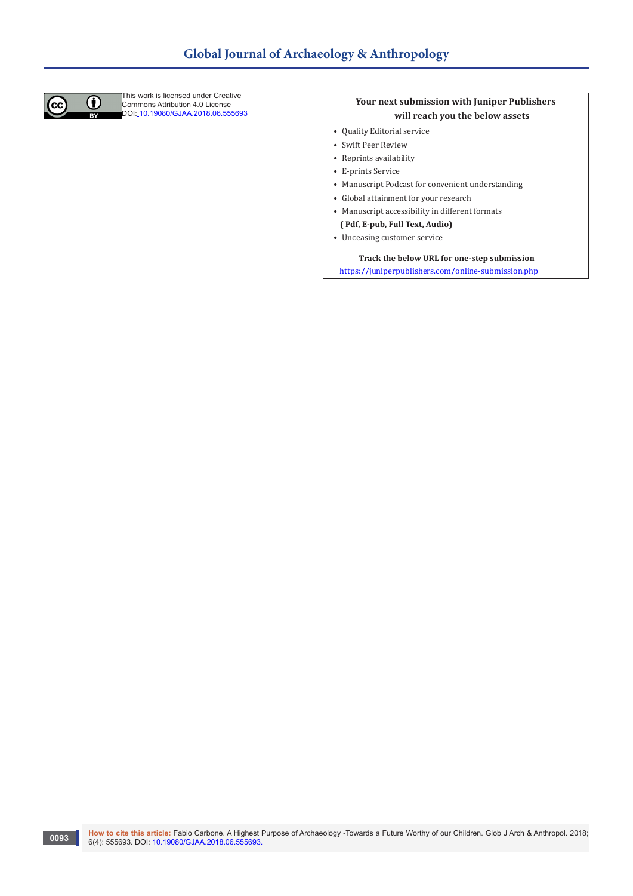This work is licensed under Creative Commons Attribution 4.0 License
DOI: 10.19080/GJAA.2018.06.555693

**Your next submission with Juniper Publishers will reach you the below assets**

- Quality Editorial service
- Swift Peer Review
- Reprints availability
- E-prints Service
- Manuscript Podcast for convenient understanding
- Global attainment for your research
- Manuscript accessibility in different formats

**( Pdf, E-pub, Full Text, Audio)**

- Unceasing customer service

**Track the below URL for one-step submission**
https://juniperpublishers.com/online-submission.php

**How to cite this article:** Fabio Carbone. A Highest Purpose of Archaeology -Towards a Future Worthy of our Children. Glob J Arch & Anthropol. 2018; 6(4): 555693. DOI: 10.19080/GJAA.2018.06.555693.